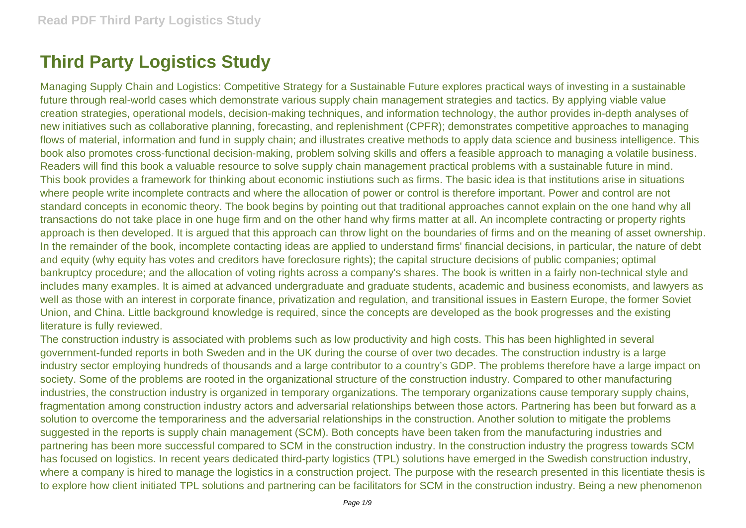# Third Party Logistics Study

Managing Supply Chain and Logistics: Competitive Strategy for a Sustainable Future explores practical ways of investing in a sustainable future through real-world cases which demonstrate various supply chain management strategies and tactics. By applying viable value creation strategies, operational models, decision-making techniques, and information technology, the author provides in-depth analyses of new initiatives such as collaborative planning, forecasting, and replenishment (CPFR); demonstrates competitive approaches to managing flows of material, information and fund in supply chain; and illustrates creative methods to apply data science and business intelligence. This book also promotes cross-functional decision-making, problem solving skills and offers a feasible approach to managing a volatile business. Readers will find this book a valuable resource to solve supply chain management practical problems with a sustainable future in mind.

This book provides a framework for thinking about economic instiutions such as firms. The basic idea is that institutions arise in situations where people write incomplete contracts and where the allocation of power or control is therefore important. Power and control are not standard concepts in economic theory. The book begins by pointing out that traditional approaches cannot explain on the one hand why all transactions do not take place in one huge firm and on the other hand why firms matter at all. An incomplete contracting or property rights approach is then developed. It is argued that this approach can throw light on the boundaries of firms and on the meaning of asset ownership. In the remainder of the book, incomplete contacting ideas are applied to understand firms' financial decisions, in particular, the nature of debt and equity (why equity has votes and creditors have foreclosure rights); the capital structure decisions of public companies; optimal bankruptcy procedure; and the allocation of voting rights across a company's shares. The book is written in a fairly non-technical style and includes many examples. It is aimed at advanced undergraduate and graduate students, academic and business economists, and lawyers as well as those with an interest in corporate finance, privatization and regulation, and transitional issues in Eastern Europe, the former Soviet Union, and China. Little background knowledge is required, since the concepts are developed as the book progresses and the existing literature is fully reviewed.

The construction industry is associated with problems such as low productivity and high costs. This has been highlighted in several government-funded reports in both Sweden and in the UK during the course of over two decades. The construction industry is a large industry sector employing hundreds of thousands and a large contributor to a country's GDP. The problems therefore have a large impact on society. Some of the problems are rooted in the organizational structure of the construction industry. Compared to other manufacturing industries, the construction industry is organized in temporary organizations. The temporary organizations cause temporary supply chains, fragmentation among construction industry actors and adversarial relationships between those actors. Partnering has been but forward as a solution to overcome the temporariness and the adversarial relationships in the construction. Another solution to mitigate the problems suggested in the reports is supply chain management (SCM). Both concepts have been taken from the manufacturing industries and partnering has been more successful compared to SCM in the construction industry. In the construction industry the progress towards SCM has focused on logistics. In recent years dedicated third-party logistics (TPL) solutions have emerged in the Swedish construction industry, where a company is hired to manage the logistics in a construction project. The purpose with the research presented in this licentiate thesis is to explore how client initiated TPL solutions and partnering can be facilitators for SCM in the construction industry. Being a new phenomenon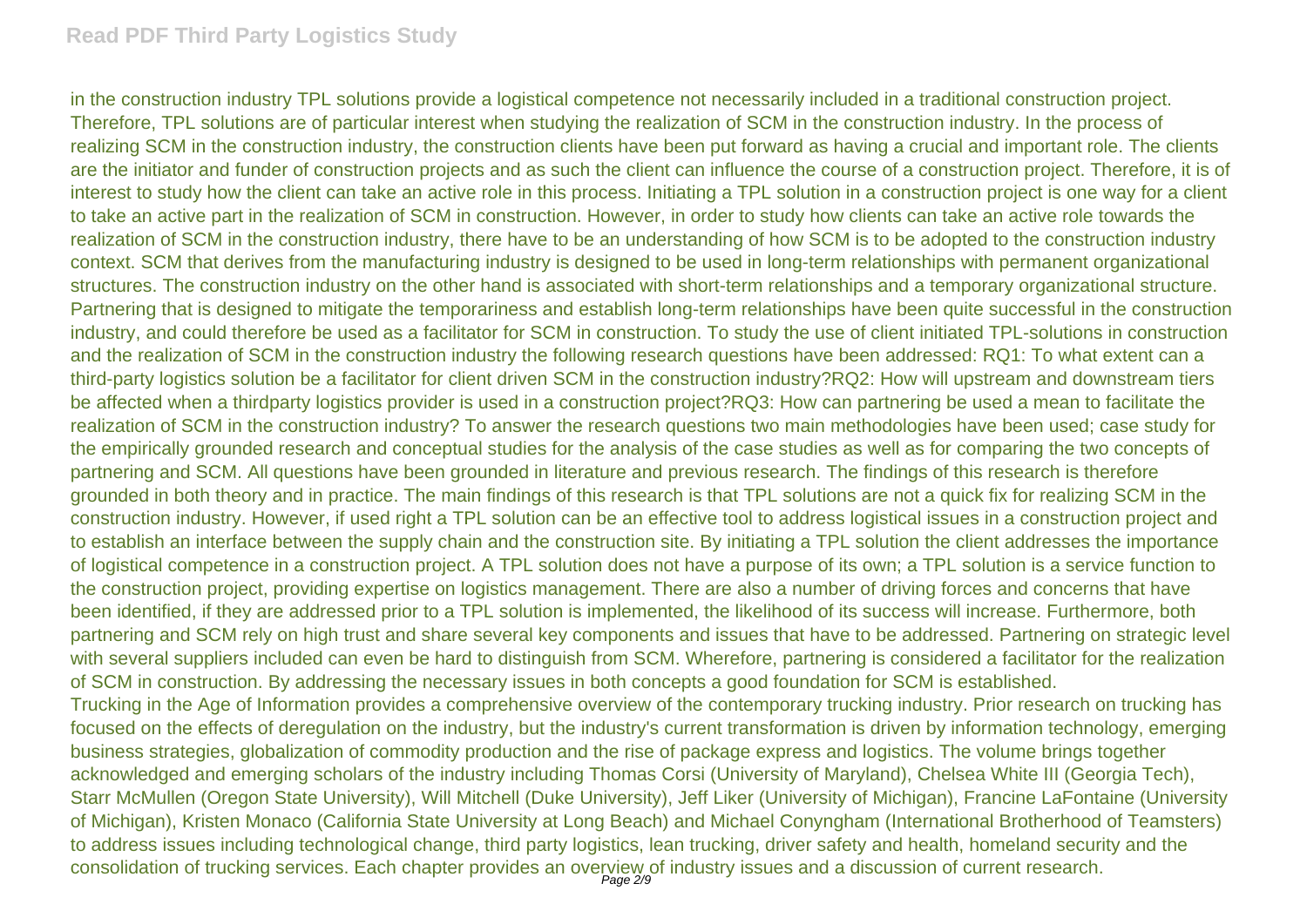in the construction industry TPL solutions provide a logistical competence not necessarily included in a traditional construction project. Therefore, TPL solutions are of particular interest when studying the realization of SCM in the construction industry. In the process of realizing SCM in the construction industry, the construction clients have been put forward as having a crucial and important role. The clients are the initiator and funder of construction projects and as such the client can influence the course of a construction project. Therefore, it is of interest to study how the client can take an active role in this process. Initiating a TPL solution in a construction project is one way for a client to take an active part in the realization of SCM in construction. However, in order to study how clients can take an active role towards the realization of SCM in the construction industry, there have to be an understanding of how SCM is to be adopted to the construction industry context. SCM that derives from the manufacturing industry is designed to be used in long-term relationships with permanent organizational structures. The construction industry on the other hand is associated with short-term relationships and a temporary organizational structure. Partnering that is designed to mitigate the temporariness and establish long-term relationships have been quite successful in the construction industry, and could therefore be used as a facilitator for SCM in construction. To study the use of client initiated TPL-solutions in construction and the realization of SCM in the construction industry the following research questions have been addressed: RQ1: To what extent can a third-party logistics solution be a facilitator for client driven SCM in the construction industry?RQ2: How will upstream and downstream tiers be affected when a thirdparty logistics provider is used in a construction project?RQ3: How can partnering be used a mean to facilitate the realization of SCM in the construction industry? To answer the research questions two main methodologies have been used; case study for the empirically grounded research and conceptual studies for the analysis of the case studies as well as for comparing the two concepts of partnering and SCM. All questions have been grounded in literature and previous research. The findings of this research is therefore grounded in both theory and in practice. The main findings of this research is that TPL solutions are not a quick fix for realizing SCM in the construction industry. However, if used right a TPL solution can be an effective tool to address logistical issues in a construction project and to establish an interface between the supply chain and the construction site. By initiating a TPL solution the client addresses the importance of logistical competence in a construction project. A TPL solution does not have a purpose of its own; a TPL solution is a service function to the construction project, providing expertise on logistics management. There are also a number of driving forces and concerns that have been identified, if they are addressed prior to a TPL solution is implemented, the likelihood of its success will increase. Furthermore, both partnering and SCM rely on high trust and share several key components and issues that have to be addressed. Partnering on strategic level with several suppliers included can even be hard to distinguish from SCM. Wherefore, partnering is considered a facilitator for the realization of SCM in construction. By addressing the necessary issues in both concepts a good foundation for SCM is established.

Trucking in the Age of Information provides a comprehensive overview of the contemporary trucking industry. Prior research on trucking has focused on the effects of deregulation on the industry, but the industry's current transformation is driven by information technology, emerging business strategies, globalization of commodity production and the rise of package express and logistics. The volume brings together acknowledged and emerging scholars of the industry including Thomas Corsi (University of Maryland), Chelsea White III (Georgia Tech), Starr McMullen (Oregon State University), Will Mitchell (Duke University), Jeff Liker (University of Michigan), Francine LaFontaine (University of Michigan), Kristen Monaco (California State University at Long Beach) and Michael Conyngham (International Brotherhood of Teamsters) to address issues including technological change, third party logistics, lean trucking, driver safety and health, homeland security and the consolidation of trucking services. Each chapter provides an overview of industry issues and a discussion of current research.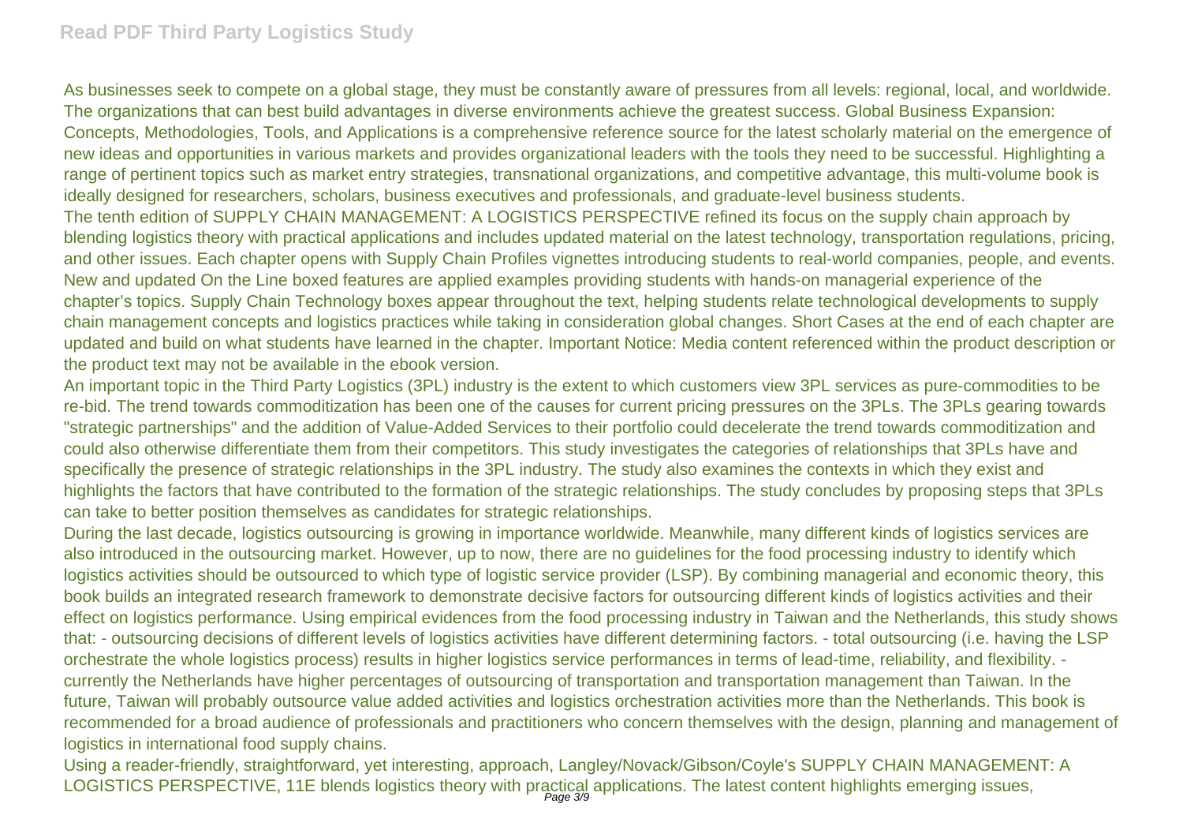As businesses seek to compete on a global stage, they must be constantly aware of pressures from all levels: regional, local, and worldwide. The organizations that can best build advantages in diverse environments achieve the greatest success. Global Business Expansion: Concepts, Methodologies, Tools, and Applications is a comprehensive reference source for the latest scholarly material on the emergence of new ideas and opportunities in various markets and provides organizational leaders with the tools they need to be successful. Highlighting a range of pertinent topics such as market entry strategies, transnational organizations, and competitive advantage, this multi-volume book is ideally designed for researchers, scholars, business executives and professionals, and graduate-level business students.

The tenth edition of SUPPLY CHAIN MANAGEMENT: A LOGISTICS PERSPECTIVE refined its focus on the supply chain approach by blending logistics theory with practical applications and includes updated material on the latest technology, transportation regulations, pricing, and other issues. Each chapter opens with Supply Chain Profiles vignettes introducing students to real-world companies, people, and events. New and updated On the Line boxed features are applied examples providing students with hands-on managerial experience of the chapter's topics. Supply Chain Technology boxes appear throughout the text, helping students relate technological developments to supply chain management concepts and logistics practices while taking in consideration global changes. Short Cases at the end of each chapter are updated and build on what students have learned in the chapter. Important Notice: Media content referenced within the product description or the product text may not be available in the ebook version.

An important topic in the Third Party Logistics (3PL) industry is the extent to which customers view 3PL services as pure-commodities to be re-bid. The trend towards commoditization has been one of the causes for current pricing pressures on the 3PLs. The 3PLs gearing towards "strategic partnerships" and the addition of Value-Added Services to their portfolio could decelerate the trend towards commoditization and could also otherwise differentiate them from their competitors. This study investigates the categories of relationships that 3PLs have and specifically the presence of strategic relationships in the 3PL industry. The study also examines the contexts in which they exist and highlights the factors that have contributed to the formation of the strategic relationships. The study concludes by proposing steps that 3PLs can take to better position themselves as candidates for strategic relationships.

During the last decade, logistics outsourcing is growing in importance worldwide. Meanwhile, many different kinds of logistics services are also introduced in the outsourcing market. However, up to now, there are no guidelines for the food processing industry to identify which logistics activities should be outsourced to which type of logistic service provider (LSP). By combining managerial and economic theory, this book builds an integrated research framework to demonstrate decisive factors for outsourcing different kinds of logistics activities and their effect on logistics performance. Using empirical evidences from the food processing industry in Taiwan and the Netherlands, this study shows that: - outsourcing decisions of different levels of logistics activities have different determining factors. - total outsourcing (i.e. having the LSP orchestrate the whole logistics process) results in higher logistics service performances in terms of lead-time, reliability, and flexibility. - currently the Netherlands have higher percentages of outsourcing of transportation and transportation management than Taiwan. In the future, Taiwan will probably outsource value added activities and logistics orchestration activities more than the Netherlands. This book is recommended for a broad audience of professionals and practitioners who concern themselves with the design, planning and management of logistics in international food supply chains.

Using a reader-friendly, straightforward, yet interesting, approach, Langley/Novack/Gibson/Coyle's SUPPLY CHAIN MANAGEMENT: A LOGISTICS PERSPECTIVE, 11E blends logistics theory with practical applications. The latest content highlights emerging issues,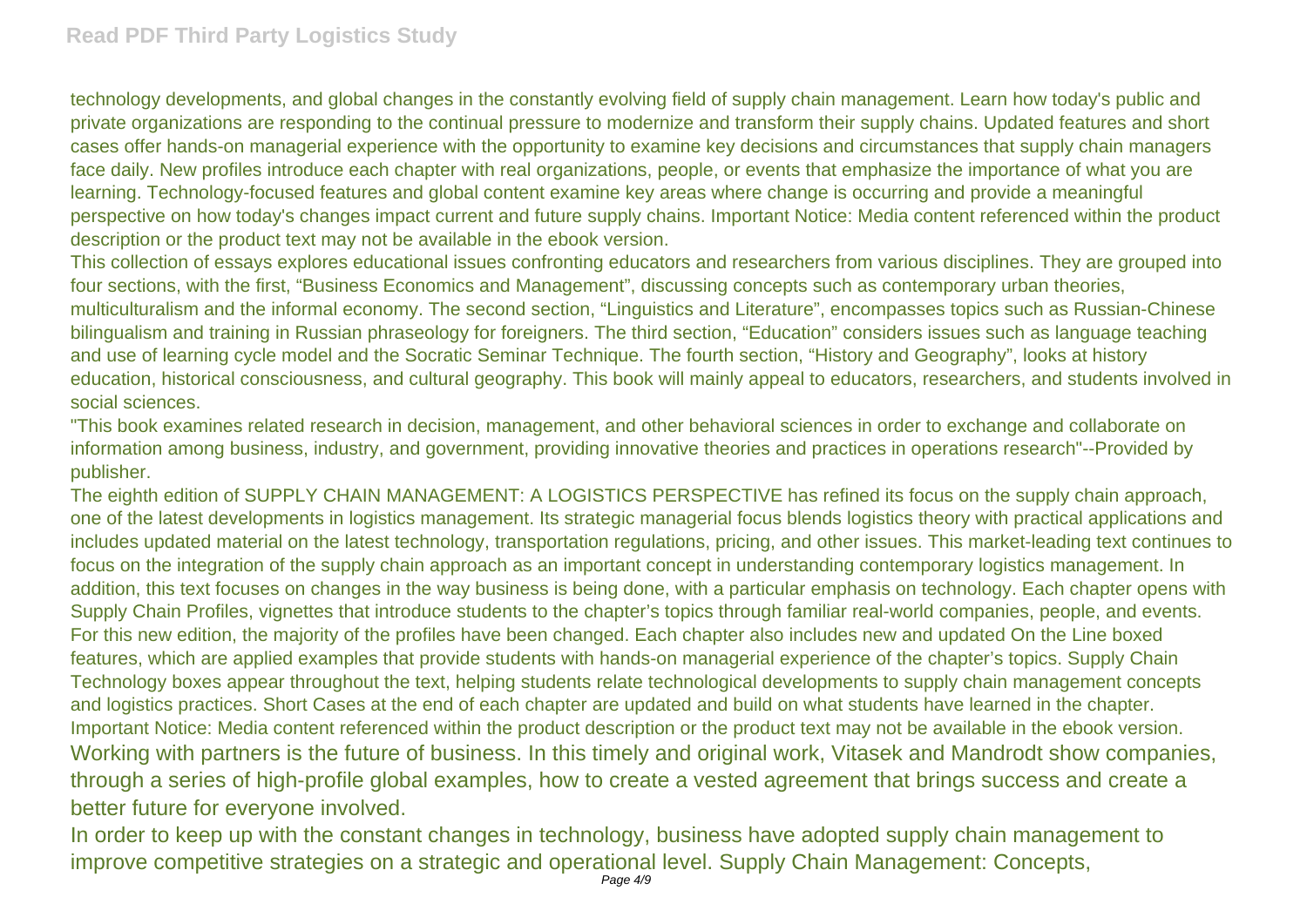technology developments, and global changes in the constantly evolving field of supply chain management. Learn how today's public and private organizations are responding to the continual pressure to modernize and transform their supply chains. Updated features and short cases offer hands-on managerial experience with the opportunity to examine key decisions and circumstances that supply chain managers face daily. New profiles introduce each chapter with real organizations, people, or events that emphasize the importance of what you are learning. Technology-focused features and global content examine key areas where change is occurring and provide a meaningful perspective on how today's changes impact current and future supply chains. Important Notice: Media content referenced within the product description or the product text may not be available in the ebook version.

This collection of essays explores educational issues confronting educators and researchers from various disciplines. They are grouped into four sections, with the first, "Business Economics and Management", discussing concepts such as contemporary urban theories, multiculturalism and the informal economy. The second section, "Linguistics and Literature", encompasses topics such as Russian-Chinese bilingualism and training in Russian phraseology for foreigners. The third section, "Education" considers issues such as language teaching and use of learning cycle model and the Socratic Seminar Technique. The fourth section, "History and Geography", looks at history education, historical consciousness, and cultural geography. This book will mainly appeal to educators, researchers, and students involved in social sciences.

"This book examines related research in decision, management, and other behavioral sciences in order to exchange and collaborate on information among business, industry, and government, providing innovative theories and practices in operations research"--Provided by publisher.

The eighth edition of SUPPLY CHAIN MANAGEMENT: A LOGISTICS PERSPECTIVE has refined its focus on the supply chain approach, one of the latest developments in logistics management. Its strategic managerial focus blends logistics theory with practical applications and includes updated material on the latest technology, transportation regulations, pricing, and other issues. This market-leading text continues to focus on the integration of the supply chain approach as an important concept in understanding contemporary logistics management. In addition, this text focuses on changes in the way business is being done, with a particular emphasis on technology. Each chapter opens with Supply Chain Profiles, vignettes that introduce students to the chapter's topics through familiar real-world companies, people, and events. For this new edition, the majority of the profiles have been changed. Each chapter also includes new and updated On the Line boxed features, which are applied examples that provide students with hands-on managerial experience of the chapter's topics. Supply Chain Technology boxes appear throughout the text, helping students relate technological developments to supply chain management concepts and logistics practices. Short Cases at the end of each chapter are updated and build on what students have learned in the chapter. Important Notice: Media content referenced within the product description or the product text may not be available in the ebook version.

Working with partners is the future of business. In this timely and original work, Vitasek and Mandrodt show companies, through a series of high-profile global examples, how to create a vested agreement that brings success and create a better future for everyone involved.

In order to keep up with the constant changes in technology, business have adopted supply chain management to improve competitive strategies on a strategic and operational level. Supply Chain Management: Concepts,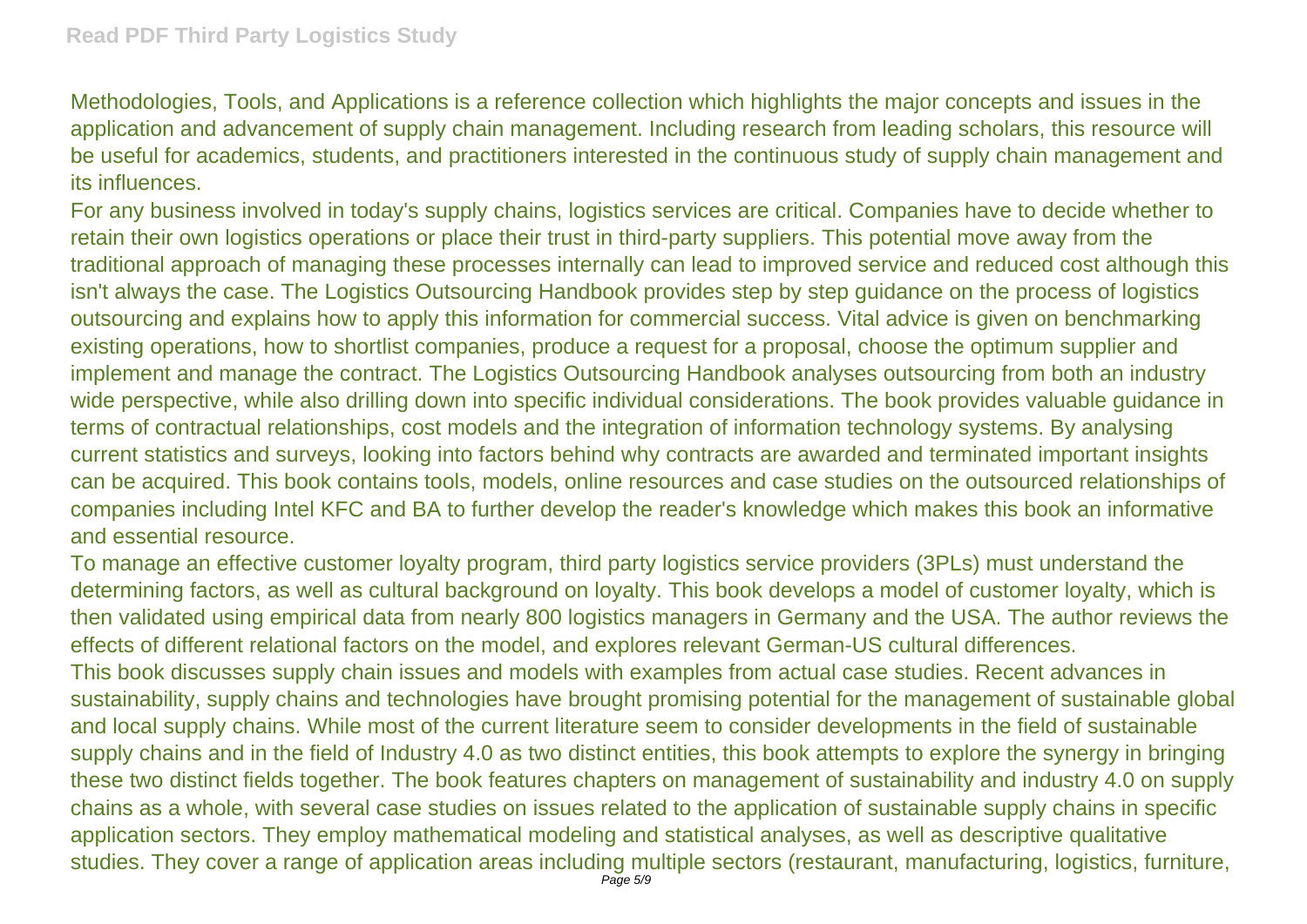Methodologies, Tools, and Applications is a reference collection which highlights the major concepts and issues in the application and advancement of supply chain management. Including research from leading scholars, this resource will be useful for academics, students, and practitioners interested in the continuous study of supply chain management and its influences.

For any business involved in today's supply chains, logistics services are critical. Companies have to decide whether to retain their own logistics operations or place their trust in third-party suppliers. This potential move away from the traditional approach of managing these processes internally can lead to improved service and reduced cost although this isn't always the case. The Logistics Outsourcing Handbook provides step by step guidance on the process of logistics outsourcing and explains how to apply this information for commercial success. Vital advice is given on benchmarking existing operations, how to shortlist companies, produce a request for a proposal, choose the optimum supplier and implement and manage the contract. The Logistics Outsourcing Handbook analyses outsourcing from both an industry wide perspective, while also drilling down into specific individual considerations. The book provides valuable guidance in terms of contractual relationships, cost models and the integration of information technology systems. By analysing current statistics and surveys, looking into factors behind why contracts are awarded and terminated important insights can be acquired. This book contains tools, models, online resources and case studies on the outsourced relationships of companies including Intel KFC and BA to further develop the reader's knowledge which makes this book an informative and essential resource.

To manage an effective customer loyalty program, third party logistics service providers (3PLs) must understand the determining factors, as well as cultural background on loyalty. This book develops a model of customer loyalty, which is then validated using empirical data from nearly 800 logistics managers in Germany and the USA. The author reviews the effects of different relational factors on the model, and explores relevant German-US cultural differences.

This book discusses supply chain issues and models with examples from actual case studies. Recent advances in sustainability, supply chains and technologies have brought promising potential for the management of sustainable global and local supply chains. While most of the current literature seem to consider developments in the field of sustainable supply chains and in the field of Industry 4.0 as two distinct entities, this book attempts to explore the synergy in bringing these two distinct fields together. The book features chapters on management of sustainability and industry 4.0 on supply chains as a whole, with several case studies on issues related to the application of sustainable supply chains in specific application sectors. They employ mathematical modeling and statistical analyses, as well as descriptive qualitative studies. They cover a range of application areas including multiple sectors (restaurant, manufacturing, logistics, furniture,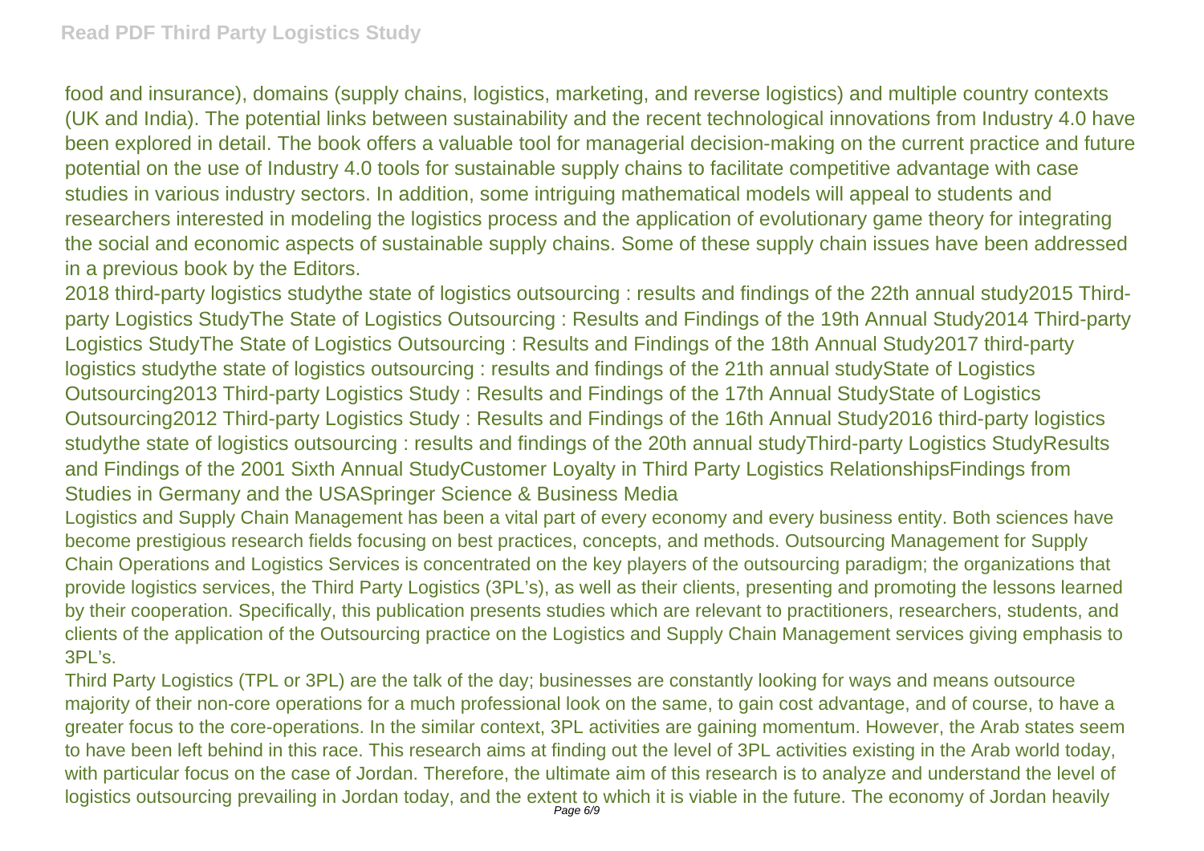food and insurance), domains (supply chains, logistics, marketing, and reverse logistics) and multiple country contexts (UK and India). The potential links between sustainability and the recent technological innovations from Industry 4.0 have been explored in detail. The book offers a valuable tool for managerial decision-making on the current practice and future potential on the use of Industry 4.0 tools for sustainable supply chains to facilitate competitive advantage with case studies in various industry sectors. In addition, some intriguing mathematical models will appeal to students and researchers interested in modeling the logistics process and the application of evolutionary game theory for integrating the social and economic aspects of sustainable supply chains. Some of these supply chain issues have been addressed in a previous book by the Editors.

2018 third-party logistics studythe state of logistics outsourcing : results and findings of the 22th annual study2015 Third-party Logistics StudyThe State of Logistics Outsourcing : Results and Findings of the 19th Annual Study2014 Third-party Logistics StudyThe State of Logistics Outsourcing : Results and Findings of the 18th Annual Study2017 third-party logistics studythe state of logistics outsourcing : results and findings of the 21th annual studyState of Logistics Outsourcing2013 Third-party Logistics Study : Results and Findings of the 17th Annual StudyState of Logistics Outsourcing2012 Third-party Logistics Study : Results and Findings of the 16th Annual Study2016 third-party logistics studythe state of logistics outsourcing : results and findings of the 20th annual studyThird-party Logistics StudyResults and Findings of the 2001 Sixth Annual StudyCustomer Loyalty in Third Party Logistics RelationshipsFindings from Studies in Germany and the USASpringer Science & Business Media

Logistics and Supply Chain Management has been a vital part of every economy and every business entity. Both sciences have become prestigious research fields focusing on best practices, concepts, and methods. Outsourcing Management for Supply Chain Operations and Logistics Services is concentrated on the key players of the outsourcing paradigm; the organizations that provide logistics services, the Third Party Logistics (3PL's), as well as their clients, presenting and promoting the lessons learned by their cooperation. Specifically, this publication presents studies which are relevant to practitioners, researchers, students, and clients of the application of the Outsourcing practice on the Logistics and Supply Chain Management services giving emphasis to 3PL's.

Third Party Logistics (TPL or 3PL) are the talk of the day; businesses are constantly looking for ways and means outsource majority of their non-core operations for a much professional look on the same, to gain cost advantage, and of course, to have a greater focus to the core-operations. In the similar context, 3PL activities are gaining momentum. However, the Arab states seem to have been left behind in this race. This research aims at finding out the level of 3PL activities existing in the Arab world today, with particular focus on the case of Jordan. Therefore, the ultimate aim of this research is to analyze and understand the level of logistics outsourcing prevailing in Jordan today, and the extent to which it is viable in the future. The economy of Jordan heavily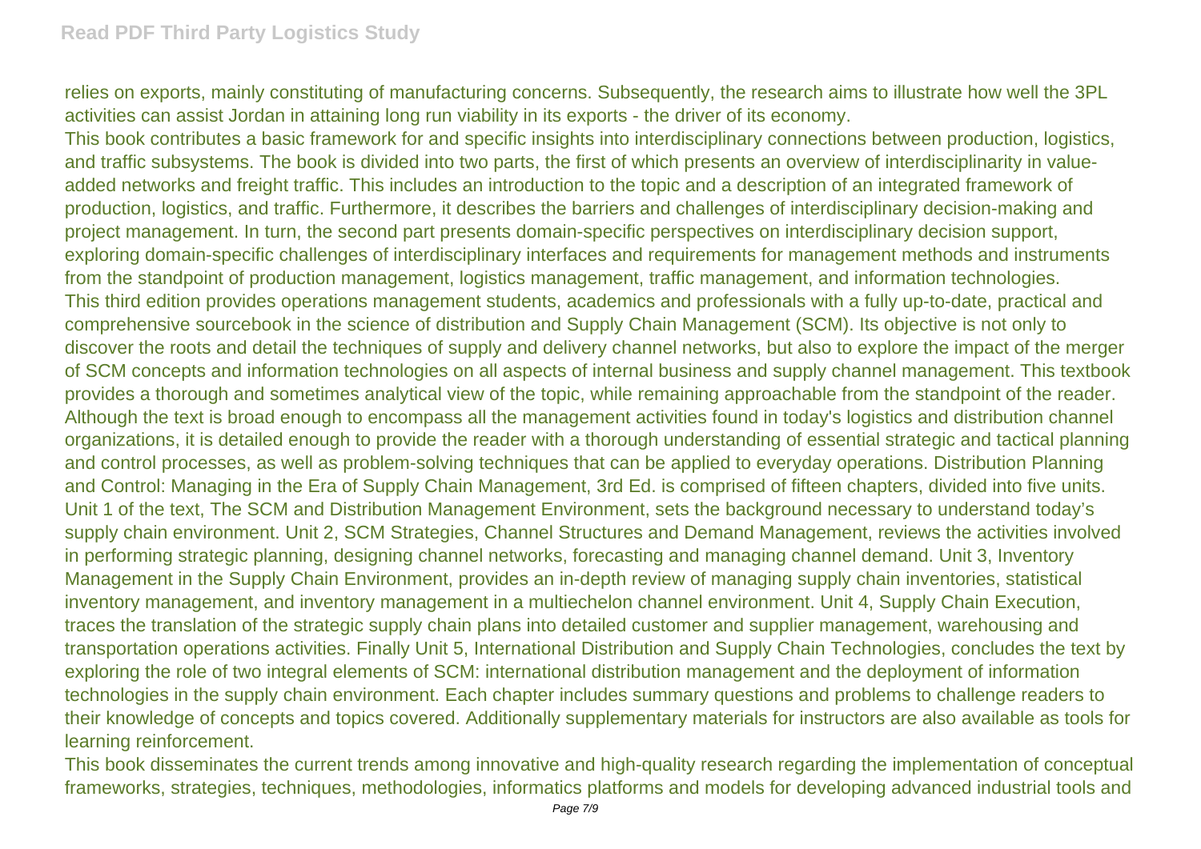relies on exports, mainly constituting of manufacturing concerns. Subsequently, the research aims to illustrate how well the 3PL activities can assist Jordan in attaining long run viability in its exports - the driver of its economy.

This book contributes a basic framework for and specific insights into interdisciplinary connections between production, logistics, and traffic subsystems. The book is divided into two parts, the first of which presents an overview of interdisciplinarity in value-added networks and freight traffic. This includes an introduction to the topic and a description of an integrated framework of production, logistics, and traffic. Furthermore, it describes the barriers and challenges of interdisciplinary decision-making and project management. In turn, the second part presents domain-specific perspectives on interdisciplinary decision support, exploring domain-specific challenges of interdisciplinary interfaces and requirements for management methods and instruments from the standpoint of production management, logistics management, traffic management, and information technologies.

This third edition provides operations management students, academics and professionals with a fully up-to-date, practical and comprehensive sourcebook in the science of distribution and Supply Chain Management (SCM). Its objective is not only to discover the roots and detail the techniques of supply and delivery channel networks, but also to explore the impact of the merger of SCM concepts and information technologies on all aspects of internal business and supply channel management. This textbook provides a thorough and sometimes analytical view of the topic, while remaining approachable from the standpoint of the reader. Although the text is broad enough to encompass all the management activities found in today's logistics and distribution channel organizations, it is detailed enough to provide the reader with a thorough understanding of essential strategic and tactical planning and control processes, as well as problem-solving techniques that can be applied to everyday operations. Distribution Planning and Control: Managing in the Era of Supply Chain Management, 3rd Ed. is comprised of fifteen chapters, divided into five units. Unit 1 of the text, The SCM and Distribution Management Environment, sets the background necessary to understand today's supply chain environment. Unit 2, SCM Strategies, Channel Structures and Demand Management, reviews the activities involved in performing strategic planning, designing channel networks, forecasting and managing channel demand. Unit 3, Inventory Management in the Supply Chain Environment, provides an in-depth review of managing supply chain inventories, statistical inventory management, and inventory management in a multiechelon channel environment. Unit 4, Supply Chain Execution, traces the translation of the strategic supply chain plans into detailed customer and supplier management, warehousing and transportation operations activities. Finally Unit 5, International Distribution and Supply Chain Technologies, concludes the text by exploring the role of two integral elements of SCM: international distribution management and the deployment of information technologies in the supply chain environment. Each chapter includes summary questions and problems to challenge readers to their knowledge of concepts and topics covered. Additionally supplementary materials for instructors are also available as tools for learning reinforcement.

This book disseminates the current trends among innovative and high-quality research regarding the implementation of conceptual frameworks, strategies, techniques, methodologies, informatics platforms and models for developing advanced industrial tools and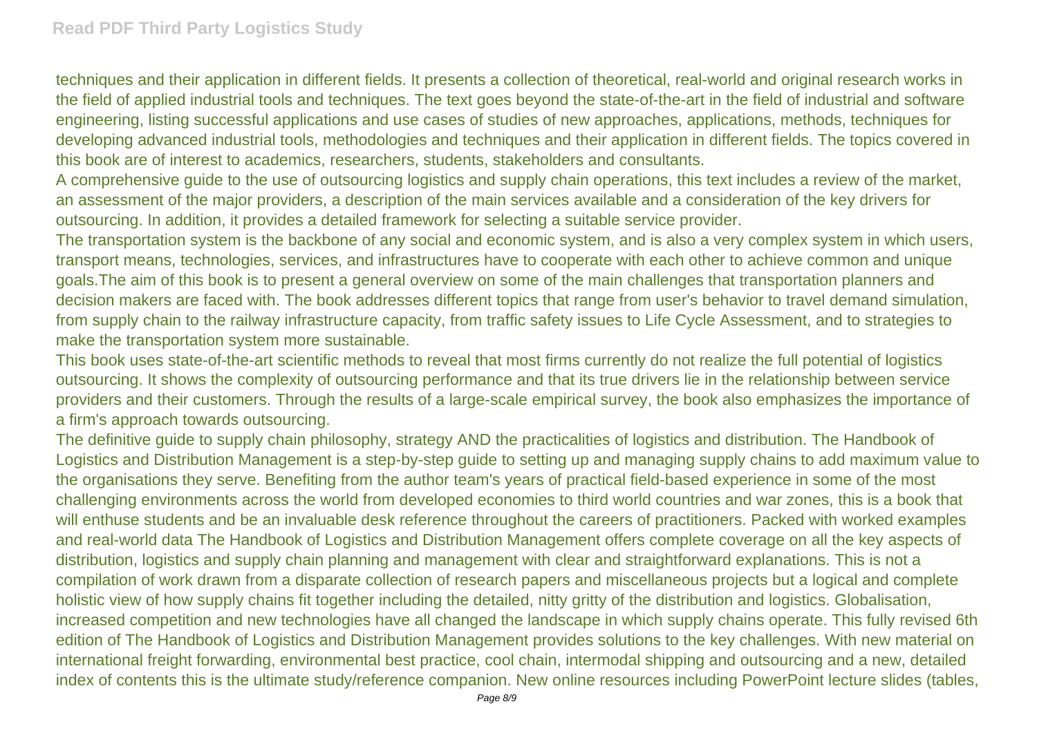techniques and their application in different fields. It presents a collection of theoretical, real-world and original research works in the field of applied industrial tools and techniques. The text goes beyond the state-of-the-art in the field of industrial and software engineering, listing successful applications and use cases of studies of new approaches, applications, methods, techniques for developing advanced industrial tools, methodologies and techniques and their application in different fields. The topics covered in this book are of interest to academics, researchers, students, stakeholders and consultants.

A comprehensive guide to the use of outsourcing logistics and supply chain operations, this text includes a review of the market, an assessment of the major providers, a description of the main services available and a consideration of the key drivers for outsourcing. In addition, it provides a detailed framework for selecting a suitable service provider.

The transportation system is the backbone of any social and economic system, and is also a very complex system in which users, transport means, technologies, services, and infrastructures have to cooperate with each other to achieve common and unique goals.The aim of this book is to present a general overview on some of the main challenges that transportation planners and decision makers are faced with. The book addresses different topics that range from user's behavior to travel demand simulation, from supply chain to the railway infrastructure capacity, from traffic safety issues to Life Cycle Assessment, and to strategies to make the transportation system more sustainable.

This book uses state-of-the-art scientific methods to reveal that most firms currently do not realize the full potential of logistics outsourcing. It shows the complexity of outsourcing performance and that its true drivers lie in the relationship between service providers and their customers. Through the results of a large-scale empirical survey, the book also emphasizes the importance of a firm's approach towards outsourcing.

The definitive guide to supply chain philosophy, strategy AND the practicalities of logistics and distribution. The Handbook of Logistics and Distribution Management is a step-by-step guide to setting up and managing supply chains to add maximum value to the organisations they serve. Benefiting from the author team's years of practical field-based experience in some of the most challenging environments across the world from developed economies to third world countries and war zones, this is a book that will enthuse students and be an invaluable desk reference throughout the careers of practitioners. Packed with worked examples and real-world data The Handbook of Logistics and Distribution Management offers complete coverage on all the key aspects of distribution, logistics and supply chain planning and management with clear and straightforward explanations. This is not a compilation of work drawn from a disparate collection of research papers and miscellaneous projects but a logical and complete holistic view of how supply chains fit together including the detailed, nitty gritty of the distribution and logistics. Globalisation, increased competition and new technologies have all changed the landscape in which supply chains operate. This fully revised 6th edition of The Handbook of Logistics and Distribution Management provides solutions to the key challenges. With new material on international freight forwarding, environmental best practice, cool chain, intermodal shipping and outsourcing and a new, detailed index of contents this is the ultimate study/reference companion. New online resources including PowerPoint lecture slides (tables,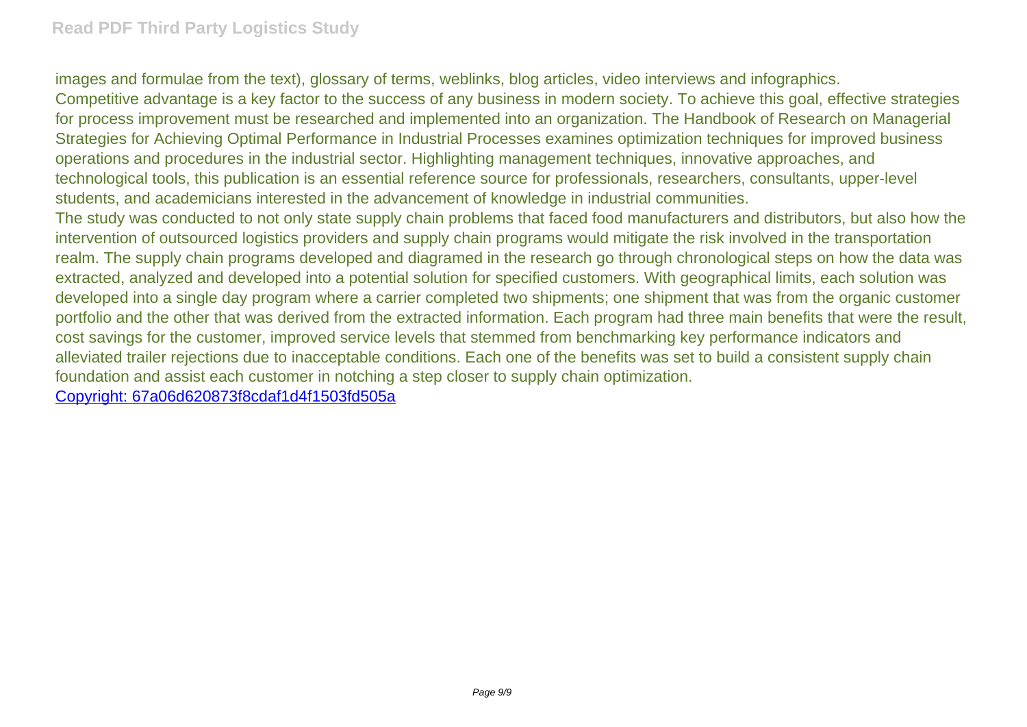images and formulae from the text), glossary of terms, weblinks, blog articles, video interviews and infographics.

Competitive advantage is a key factor to the success of any business in modern society. To achieve this goal, effective strategies for process improvement must be researched and implemented into an organization. The Handbook of Research on Managerial Strategies for Achieving Optimal Performance in Industrial Processes examines optimization techniques for improved business operations and procedures in the industrial sector. Highlighting management techniques, innovative approaches, and technological tools, this publication is an essential reference source for professionals, researchers, consultants, upper-level students, and academicians interested in the advancement of knowledge in industrial communities.

The study was conducted to not only state supply chain problems that faced food manufacturers and distributors, but also how the intervention of outsourced logistics providers and supply chain programs would mitigate the risk involved in the transportation realm. The supply chain programs developed and diagramed in the research go through chronological steps on how the data was extracted, analyzed and developed into a potential solution for specified customers. With geographical limits, each solution was developed into a single day program where a carrier completed two shipments; one shipment that was from the organic customer portfolio and the other that was derived from the extracted information. Each program had three main benefits that were the result, cost savings for the customer, improved service levels that stemmed from benchmarking key performance indicators and alleviated trailer rejections due to inacceptable conditions. Each one of the benefits was set to build a consistent supply chain foundation and assist each customer in notching a step closer to supply chain optimization.

Copyright: 67a06d620873f8cdaf1d4f1503fd505a